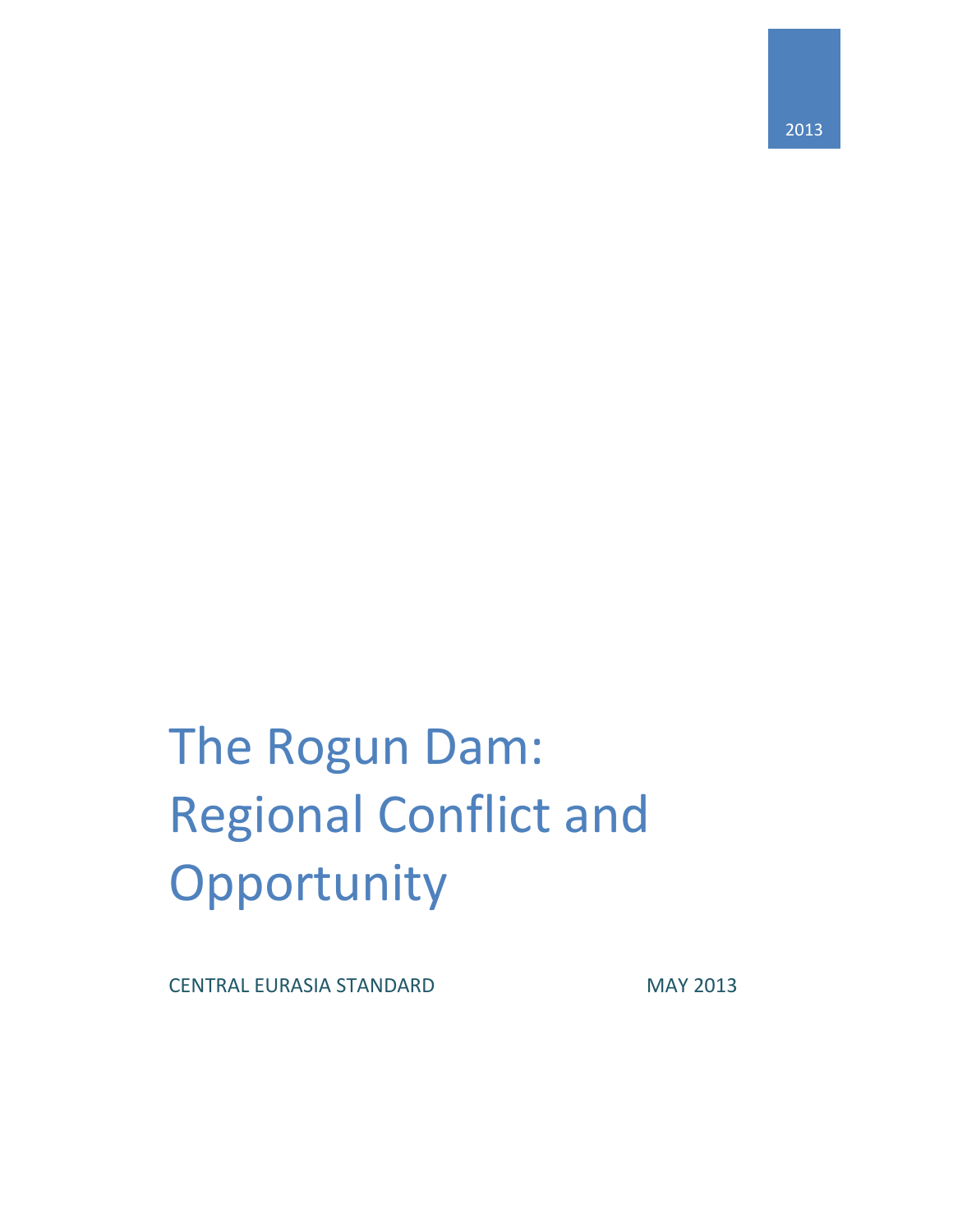2013

# The Rogun Dam: Regional Conflict and Opportunity

CENTRAL EURASIA STANDARD

MAY 2013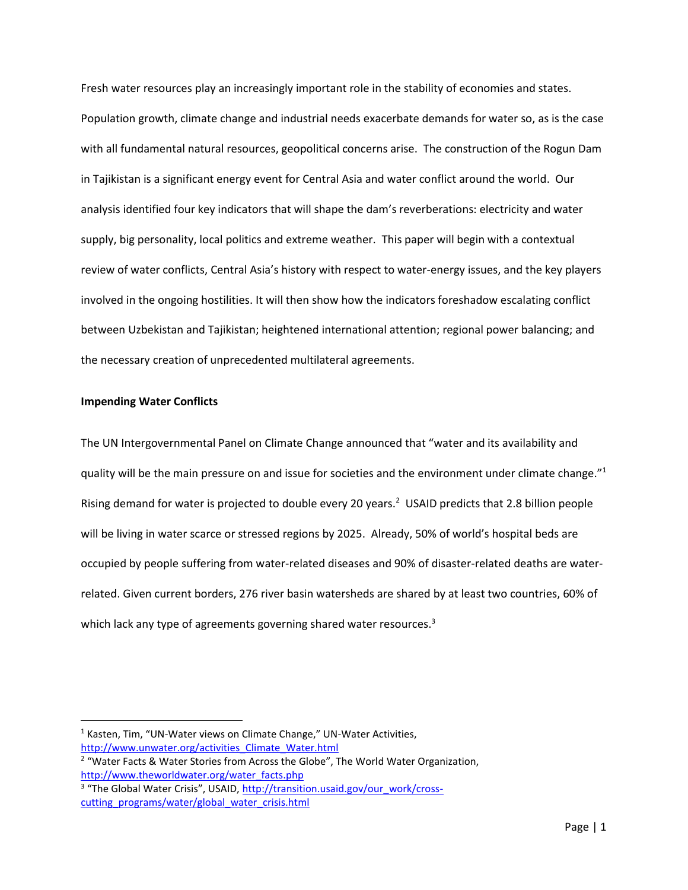Fresh water resources play an increasingly important role in the stability of economies and states. Population growth, climate change and industrial needs exacerbate demands for water so, as is the case with all fundamental natural resources, geopolitical concerns arise. The construction of the Rogun Dam in Tajikistan is a significant energy event for Central Asia and water conflict around the world. Our analysis identified four key indicators that will shape the dam's reverberations: electricity and water supply, big personality, local politics and extreme weather. This paper will begin with a contextual review of water conflicts, Central Asia's history with respect to water-energy issues, and the key players involved in the ongoing hostilities. It will then show how the indicators foreshadow escalating conflict between Uzbekistan and Tajikistan; heightened international attention; regional power balancing; and the necessary creation of unprecedented multilateral agreements.

**Impending Water Conflicts**

The UN Intergovernmental Panel on Climate Change announced that "water and its availability and quality will be the main pressure on and issue for societies and the environment under climate change."[1] Rising demand for water is projected to double every 20 years.[2] USAID predicts that 2.8 billion people will be living in water scarce or stressed regions by 2025. Already, 50% of world's hospital beds are occupied by people suffering from water-related diseases and 90% of disaster-related deaths are water-related. Given current borders, 276 river basin watersheds are shared by at least two countries, 60% of which lack any type of agreements governing shared water resources.[3]

---

[1] Kasten, Tim, "UN-Water views on Climate Change," UN-Water Activities, http://www.unwater.org/activities_Climate_Water.html

[2] "Water Facts & Water Stories from Across the Globe", The World Water Organization, http://www.theworldwater.org/water_facts.php

[3] "The Global Water Crisis", USAID, http://transition.usaid.gov/our_work/cross-cutting_programs/water/global_water_crisis.html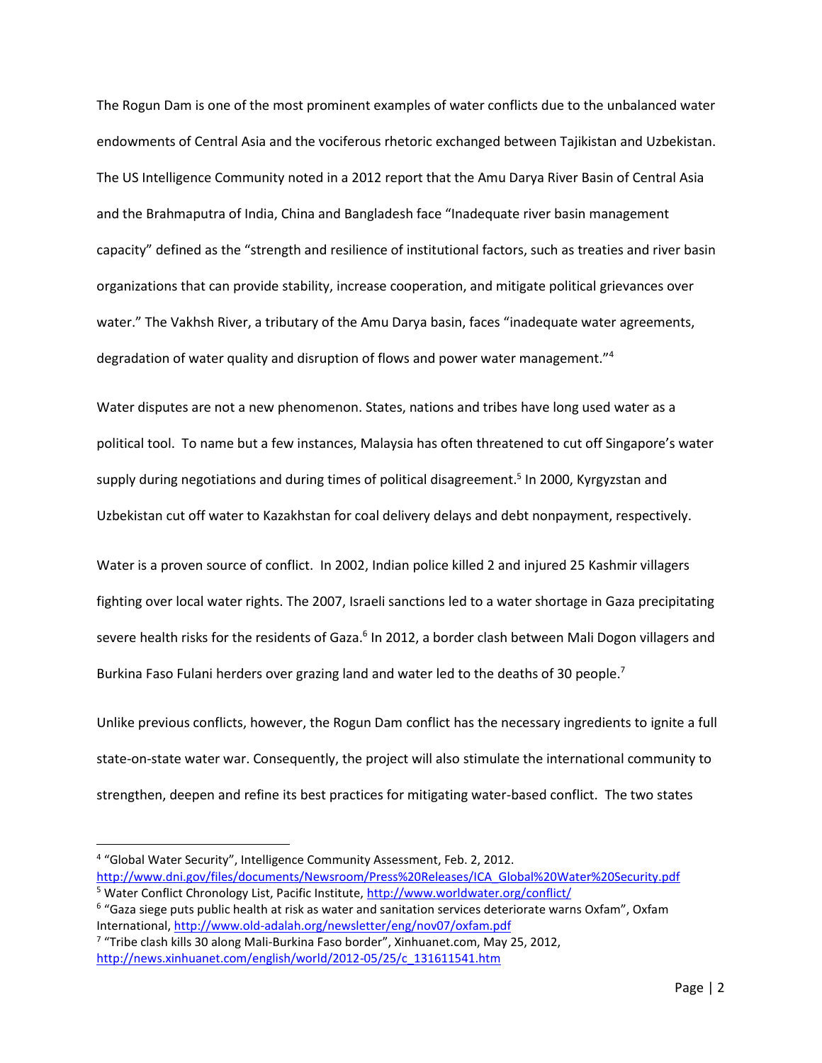The Rogun Dam is one of the most prominent examples of water conflicts due to the unbalanced water endowments of Central Asia and the vociferous rhetoric exchanged between Tajikistan and Uzbekistan. The US Intelligence Community noted in a 2012 report that the Amu Darya River Basin of Central Asia and the Brahmaputra of India, China and Bangladesh face "Inadequate river basin management capacity" defined as the "strength and resilience of institutional factors, such as treaties and river basin organizations that can provide stability, increase cooperation, and mitigate political grievances over water." The Vakhsh River, a tributary of the Amu Darya basin, faces "inadequate water agreements, degradation of water quality and disruption of flows and power water management."[4]

Water disputes are not a new phenomenon. States, nations and tribes have long used water as a political tool. To name but a few instances, Malaysia has often threatened to cut off Singapore's water supply during negotiations and during times of political disagreement.[5] In 2000, Kyrgyzstan and Uzbekistan cut off water to Kazakhstan for coal delivery delays and debt nonpayment, respectively.

Water is a proven source of conflict. In 2002, Indian police killed 2 and injured 25 Kashmir villagers fighting over local water rights. The 2007, Israeli sanctions led to a water shortage in Gaza precipitating severe health risks for the residents of Gaza.[6] In 2012, a border clash between Mali Dogon villagers and Burkina Faso Fulani herders over grazing land and water led to the deaths of 30 people.[7]

Unlike previous conflicts, however, the Rogun Dam conflict has the necessary ingredients to ignite a full state-on-state water war. Consequently, the project will also stimulate the international community to strengthen, deepen and refine its best practices for mitigating water-based conflict. The two states

---

[4] "Global Water Security", Intelligence Community Assessment, Feb. 2, 2012. http://www.dni.gov/files/documents/Newsroom/Press%20Releases/ICA_Global%20Water%20Security.pdf

[5] Water Conflict Chronology List, Pacific Institute, http://www.worldwater.org/conflict/

[6] "Gaza siege puts public health at risk as water and sanitation services deteriorate warns Oxfam", Oxfam International, http://www.old-adalah.org/newsletter/eng/nov07/oxfam.pdf

[7] "Tribe clash kills 30 along Mali-Burkina Faso border", Xinhuanet.com, May 25, 2012, http://news.xinhuanet.com/english/world/2012-05/25/c_131611541.htm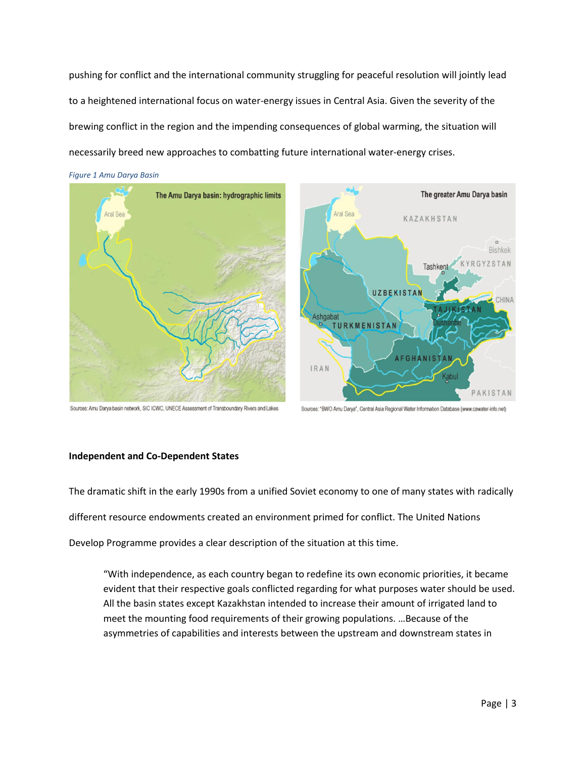pushing for conflict and the international community struggling for peaceful resolution will jointly lead to a heightened international focus on water-energy issues in Central Asia. Given the severity of the brewing conflict in the region and the impending consequences of global warming, the situation will necessarily breed new approaches to combatting future international water-energy crises.

*Figure 1 Amu Darya Basin*

Sources: Amu Darya basin network, SIC ICWC, UNECE Assessment of Transboundary Rivers and Lakes

Sources: "BWO Amu Darya", Central Asia Regional Water Information Database (www.cawater-info.net)

**Independent and Co-Dependent States**

The dramatic shift in the early 1990s from a unified Soviet economy to one of many states with radically different resource endowments created an environment primed for conflict. The United Nations Develop Programme provides a clear description of the situation at this time.

> "With independence, as each country began to redefine its own economic priorities, it became evident that their respective goals conflicted regarding for what purposes water should be used. All the basin states except Kazakhstan intended to increase their amount of irrigated land to meet the mounting food requirements of their growing populations. …Because of the asymmetries of capabilities and interests between the upstream and downstream states in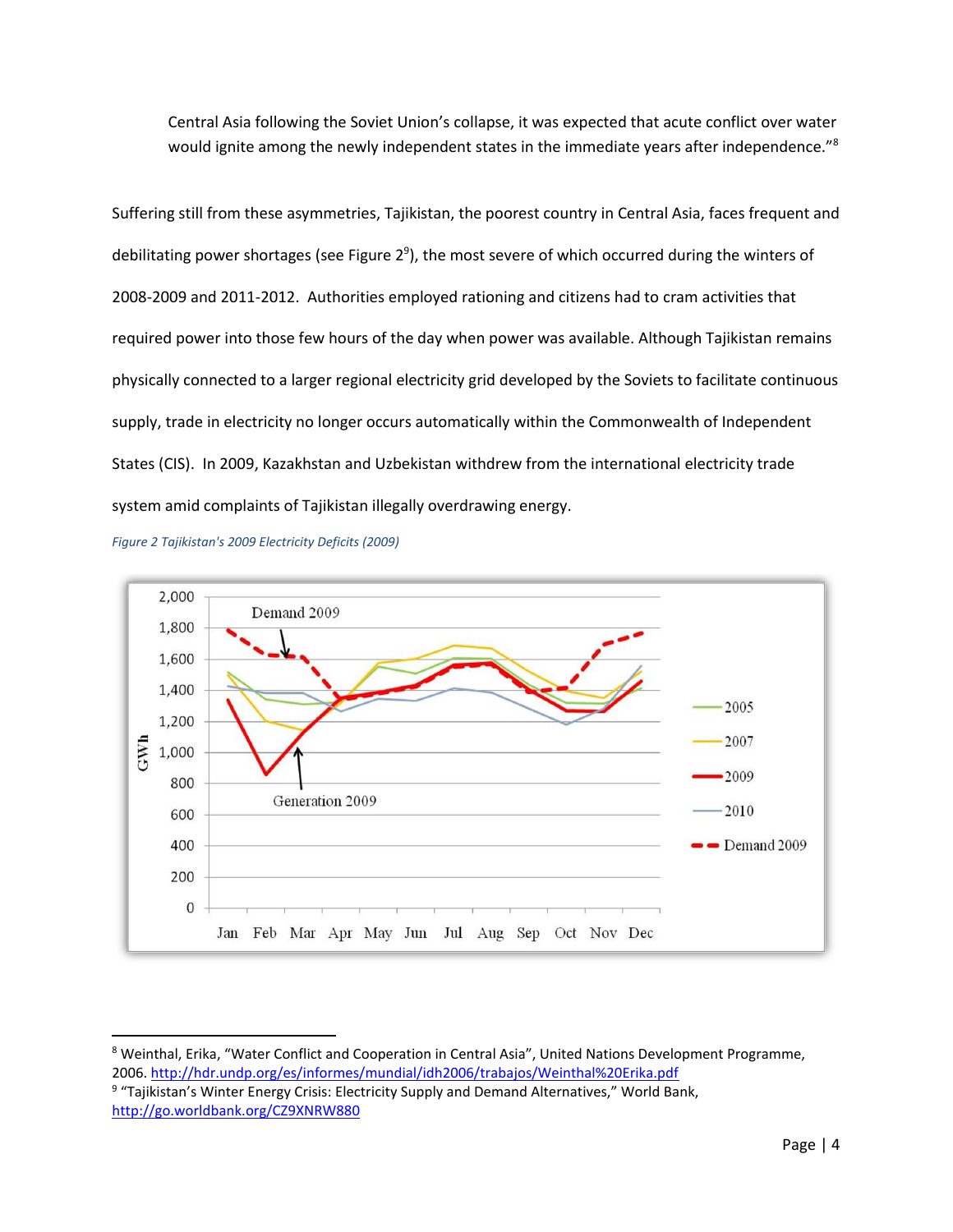Central Asia following the Soviet Union's collapse, it was expected that acute conflict over water would ignite among the newly independent states in the immediate years after independence."[8]

Suffering still from these asymmetries, Tajikistan, the poorest country in Central Asia, faces frequent and debilitating power shortages (see Figure 2[9]), the most severe of which occurred during the winters of 2008-2009 and 2011-2012. Authorities employed rationing and citizens had to cram activities that required power into those few hours of the day when power was available. Although Tajikistan remains physically connected to a larger regional electricity grid developed by the Soviets to facilitate continuous supply, trade in electricity no longer occurs automatically within the Commonwealth of Independent States (CIS). In 2009, Kazakhstan and Uzbekistan withdrew from the international electricity trade system amid complaints of Tajikistan illegally overdrawing energy.

*Figure 2 Tajikistan's 2009 Electricity Deficits (2009)*

---

[8] Weinthal, Erika, "Water Conflict and Cooperation in Central Asia", United Nations Development Programme, 2006. http://hdr.undp.org/es/informes/mundial/idh2006/trabajos/Weinthal%20Erika.pdf

[9] "Tajikistan's Winter Energy Crisis: Electricity Supply and Demand Alternatives," World Bank, http://go.worldbank.org/CZ9XNRW880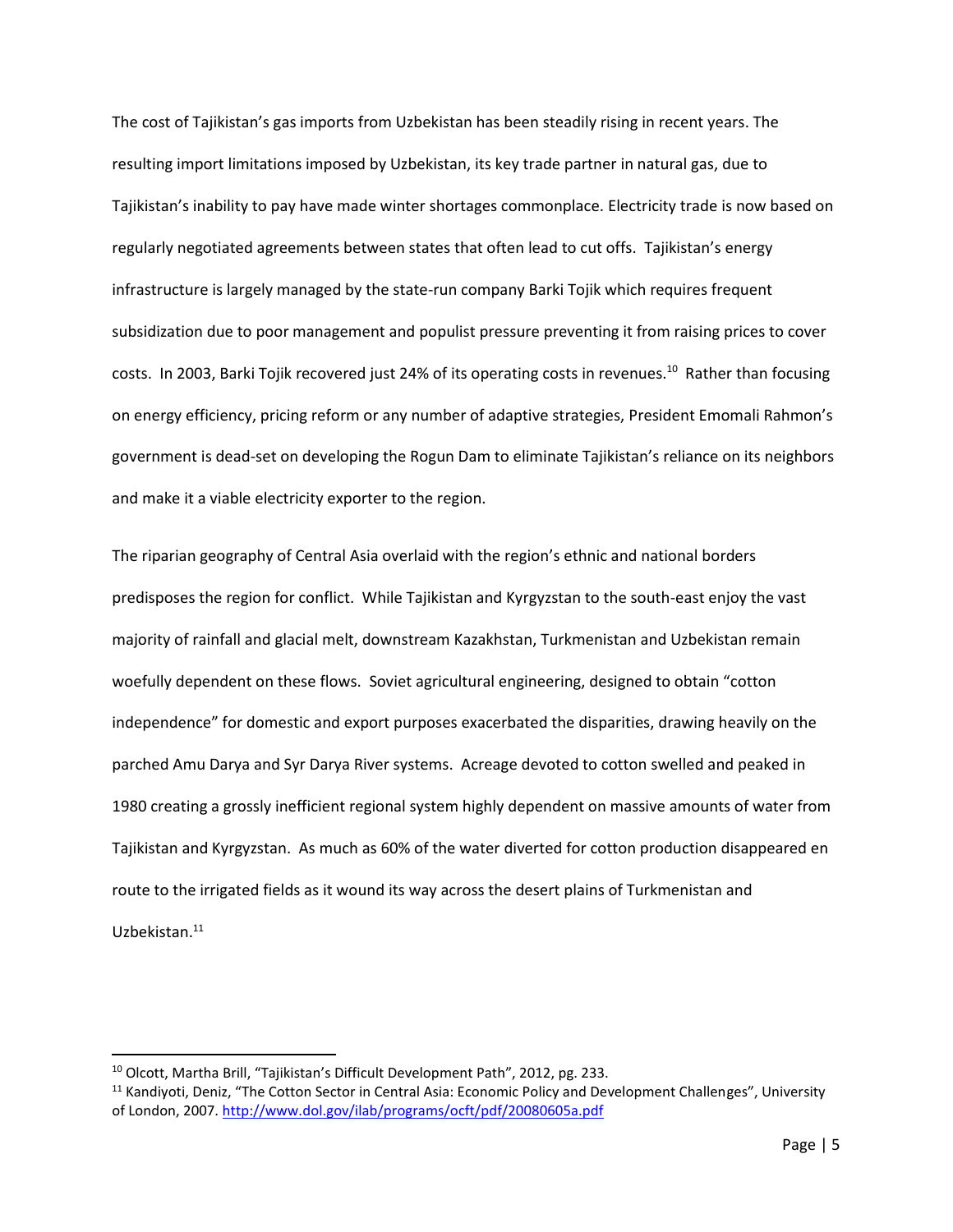The cost of Tajikistan's gas imports from Uzbekistan has been steadily rising in recent years. The resulting import limitations imposed by Uzbekistan, its key trade partner in natural gas, due to Tajikistan's inability to pay have made winter shortages commonplace. Electricity trade is now based on regularly negotiated agreements between states that often lead to cut offs. Tajikistan's energy infrastructure is largely managed by the state-run company Barki Tojik which requires frequent subsidization due to poor management and populist pressure preventing it from raising prices to cover costs. In 2003, Barki Tojik recovered just 24% of its operating costs in revenues.[10] Rather than focusing on energy efficiency, pricing reform or any number of adaptive strategies, President Emomali Rahmon's government is dead-set on developing the Rogun Dam to eliminate Tajikistan's reliance on its neighbors and make it a viable electricity exporter to the region.

The riparian geography of Central Asia overlaid with the region's ethnic and national borders predisposes the region for conflict. While Tajikistan and Kyrgyzstan to the south-east enjoy the vast majority of rainfall and glacial melt, downstream Kazakhstan, Turkmenistan and Uzbekistan remain woefully dependent on these flows. Soviet agricultural engineering, designed to obtain "cotton independence" for domestic and export purposes exacerbated the disparities, drawing heavily on the parched Amu Darya and Syr Darya River systems. Acreage devoted to cotton swelled and peaked in 1980 creating a grossly inefficient regional system highly dependent on massive amounts of water from Tajikistan and Kyrgyzstan. As much as 60% of the water diverted for cotton production disappeared en route to the irrigated fields as it wound its way across the desert plains of Turkmenistan and Uzbekistan.[11]

---

[10] Olcott, Martha Brill, "Tajikistan's Difficult Development Path", 2012, pg. 233.

[11] Kandiyoti, Deniz, "The Cotton Sector in Central Asia: Economic Policy and Development Challenges", University of London, 2007. http://www.dol.gov/ilab/programs/ocft/pdf/20080605a.pdf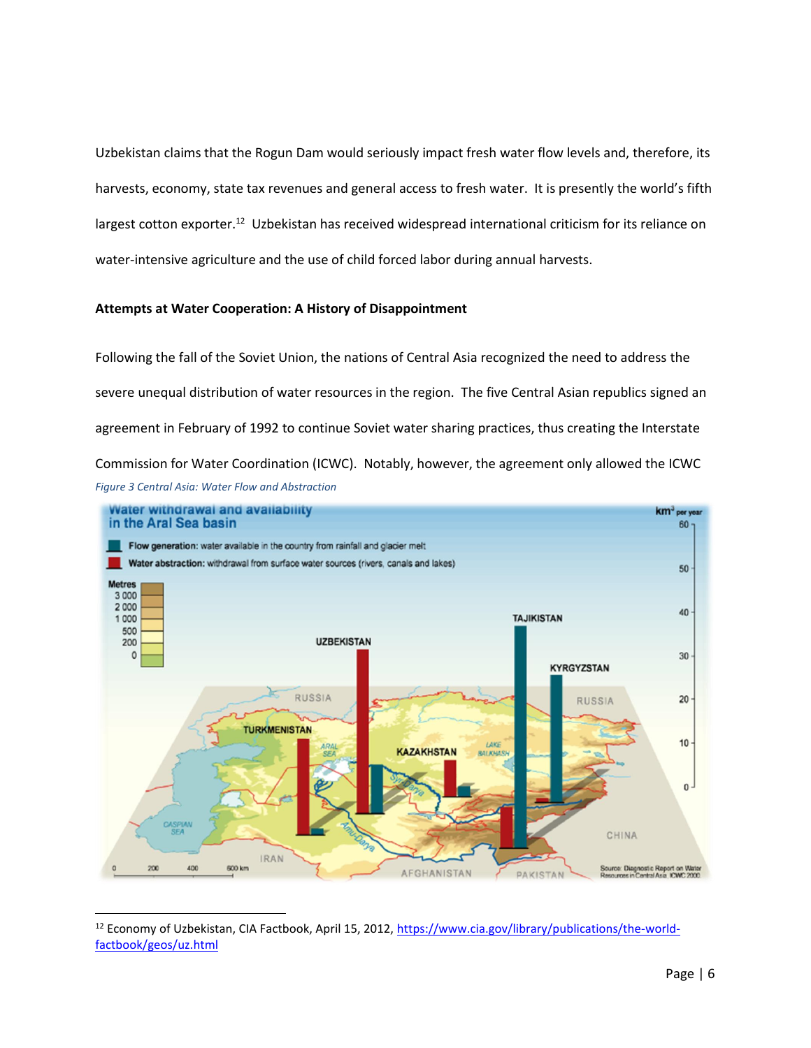Uzbekistan claims that the Rogun Dam would seriously impact fresh water flow levels and, therefore, its harvests, economy, state tax revenues and general access to fresh water. It is presently the world's fifth largest cotton exporter.[12] Uzbekistan has received widespread international criticism for its reliance on water-intensive agriculture and the use of child forced labor during annual harvests.

**Attempts at Water Cooperation: A History of Disappointment**

Following the fall of the Soviet Union, the nations of Central Asia recognized the need to address the severe unequal distribution of water resources in the region. The five Central Asian republics signed an agreement in February of 1992 to continue Soviet water sharing practices, thus creating the Interstate Commission for Water Coordination (ICWC). Notably, however, the agreement only allowed the ICWC

*Figure 3 Central Asia: Water Flow and Abstraction*

[12] Economy of Uzbekistan, CIA Factbook, April 15, 2012, https://www.cia.gov/library/publications/the-world-factbook/geos/uz.html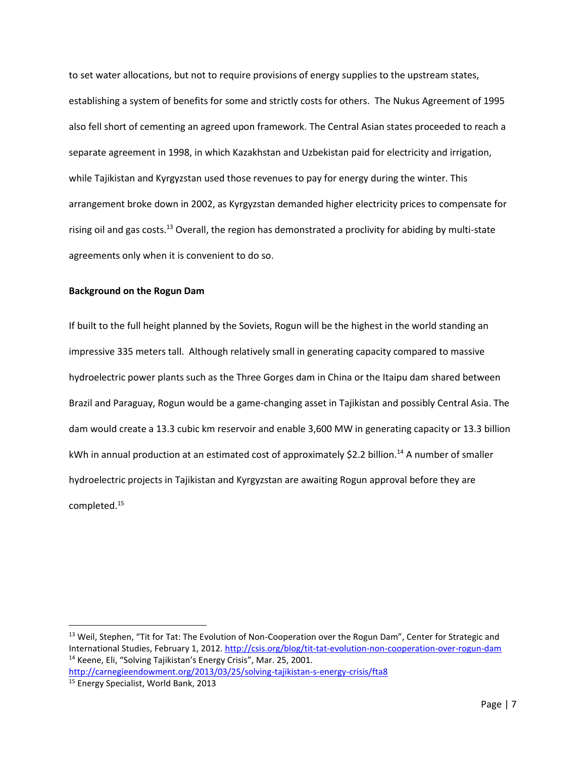to set water allocations, but not to require provisions of energy supplies to the upstream states, establishing a system of benefits for some and strictly costs for others. The Nukus Agreement of 1995 also fell short of cementing an agreed upon framework. The Central Asian states proceeded to reach a separate agreement in 1998, in which Kazakhstan and Uzbekistan paid for electricity and irrigation, while Tajikistan and Kyrgyzstan used those revenues to pay for energy during the winter. This arrangement broke down in 2002, as Kyrgyzstan demanded higher electricity prices to compensate for rising oil and gas costs.[13] Overall, the region has demonstrated a proclivity for abiding by multi-state agreements only when it is convenient to do so.

**Background on the Rogun Dam**

If built to the full height planned by the Soviets, Rogun will be the highest in the world standing an impressive 335 meters tall. Although relatively small in generating capacity compared to massive hydroelectric power plants such as the Three Gorges dam in China or the Itaipu dam shared between Brazil and Paraguay, Rogun would be a game-changing asset in Tajikistan and possibly Central Asia. The dam would create a 13.3 cubic km reservoir and enable 3,600 MW in generating capacity or 13.3 billion kWh in annual production at an estimated cost of approximately $2.2 billion.[14] A number of smaller hydroelectric projects in Tajikistan and Kyrgyzstan are awaiting Rogun approval before they are completed.[15]

---

[13] Weil, Stephen, "Tit for Tat: The Evolution of Non-Cooperation over the Rogun Dam", Center for Strategic and International Studies, February 1, 2012. http://csis.org/blog/tit-tat-evolution-non-cooperation-over-rogun-dam

[14] Keene, Eli, "Solving Tajikistan's Energy Crisis", Mar. 25, 2001. http://carnegieendowment.org/2013/03/25/solving-tajikistan-s-energy-crisis/fta8

[15] Energy Specialist, World Bank, 2013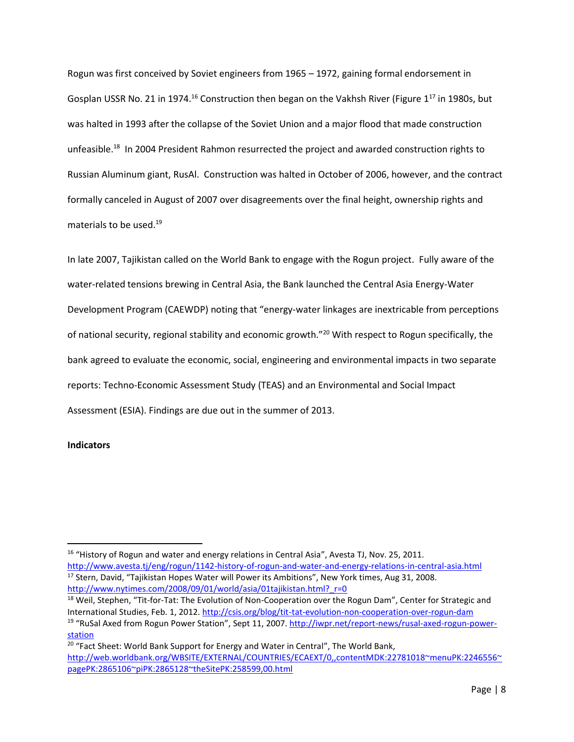Rogun was first conceived by Soviet engineers from 1965 – 1972, gaining formal endorsement in Gosplan USSR No. 21 in 1974.[16] Construction then began on the Vakhsh River (Figure 1[17] in 1980s, but was halted in 1993 after the collapse of the Soviet Union and a major flood that made construction unfeasible.[18] In 2004 President Rahmon resurrected the project and awarded construction rights to Russian Aluminum giant, RusAl. Construction was halted in October of 2006, however, and the contract formally canceled in August of 2007 over disagreements over the final height, ownership rights and materials to be used.[19]

In late 2007, Tajikistan called on the World Bank to engage with the Rogun project. Fully aware of the water-related tensions brewing in Central Asia, the Bank launched the Central Asia Energy-Water Development Program (CAEWDP) noting that "energy-water linkages are inextricable from perceptions of national security, regional stability and economic growth."[20] With respect to Rogun specifically, the bank agreed to evaluate the economic, social, engineering and environmental impacts in two separate reports: Techno-Economic Assessment Study (TEAS) and an Environmental and Social Impact Assessment (ESIA). Findings are due out in the summer of 2013.

**Indicators**

---

[16] "History of Rogun and water and energy relations in Central Asia", Avesta TJ, Nov. 25, 2011. http://www.avesta.tj/eng/rogun/1142-history-of-rogun-and-water-and-energy-relations-in-central-asia.html

[17] Stern, David, "Tajikistan Hopes Water will Power its Ambitions", New York times, Aug 31, 2008. http://www.nytimes.com/2008/09/01/world/asia/01tajikistan.html?_r=0

[18] Weil, Stephen, "Tit-for-Tat: The Evolution of Non-Cooperation over the Rogun Dam", Center for Strategic and International Studies, Feb. 1, 2012. http://csis.org/blog/tit-tat-evolution-non-cooperation-over-rogun-dam

[19] "RuSal Axed from Rogun Power Station", Sept 11, 2007. http://iwpr.net/report-news/rusal-axed-rogun-power-station

[20] "Fact Sheet: World Bank Support for Energy and Water in Central", The World Bank, http://web.worldbank.org/WBSITE/EXTERNAL/COUNTRIES/ECAEXT/0,,contentMDK:22781018~menuPK:2246556~pagePK:2865106~piPK:2865128~theSitePK:258599,00.html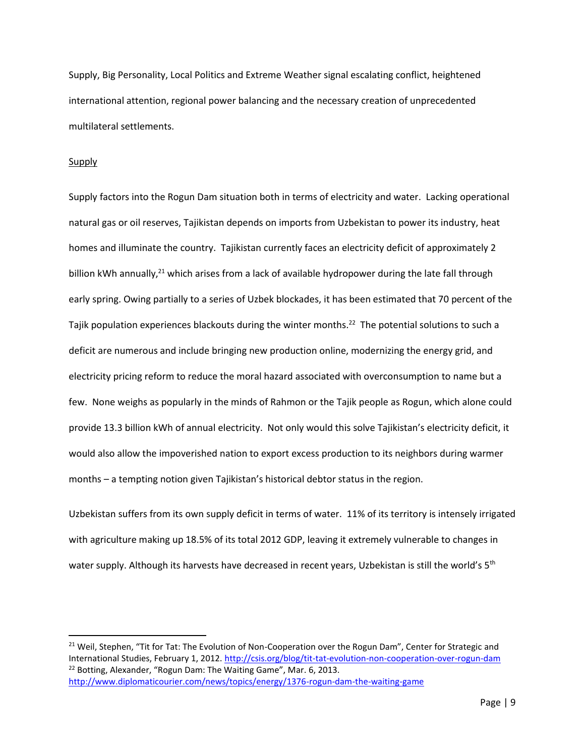Supply, Big Personality, Local Politics and Extreme Weather signal escalating conflict, heightened international attention, regional power balancing and the necessary creation of unprecedented multilateral settlements.

<u>Supply</u>

Supply factors into the Rogun Dam situation both in terms of electricity and water. Lacking operational natural gas or oil reserves, Tajikistan depends on imports from Uzbekistan to power its industry, heat homes and illuminate the country. Tajikistan currently faces an electricity deficit of approximately 2 billion kWh annually,[21] which arises from a lack of available hydropower during the late fall through early spring. Owing partially to a series of Uzbek blockades, it has been estimated that 70 percent of the Tajik population experiences blackouts during the winter months.[22] The potential solutions to such a deficit are numerous and include bringing new production online, modernizing the energy grid, and electricity pricing reform to reduce the moral hazard associated with overconsumption to name but a few. None weighs as popularly in the minds of Rahmon or the Tajik people as Rogun, which alone could provide 13.3 billion kWh of annual electricity. Not only would this solve Tajikistan's electricity deficit, it would also allow the impoverished nation to export excess production to its neighbors during warmer months – a tempting notion given Tajikistan's historical debtor status in the region.

Uzbekistan suffers from its own supply deficit in terms of water. 11% of its territory is intensely irrigated with agriculture making up 18.5% of its total 2012 GDP, leaving it extremely vulnerable to changes in water supply. Although its harvests have decreased in recent years, Uzbekistan is still the world's 5th

---

[21] Weil, Stephen, "Tit for Tat: The Evolution of Non-Cooperation over the Rogun Dam", Center for Strategic and International Studies, February 1, 2012. http://csis.org/blog/tit-tat-evolution-non-cooperation-over-rogun-dam

[22] Botting, Alexander, "Rogun Dam: The Waiting Game", Mar. 6, 2013. http://www.diplomaticourier.com/news/topics/energy/1376-rogun-dam-the-waiting-game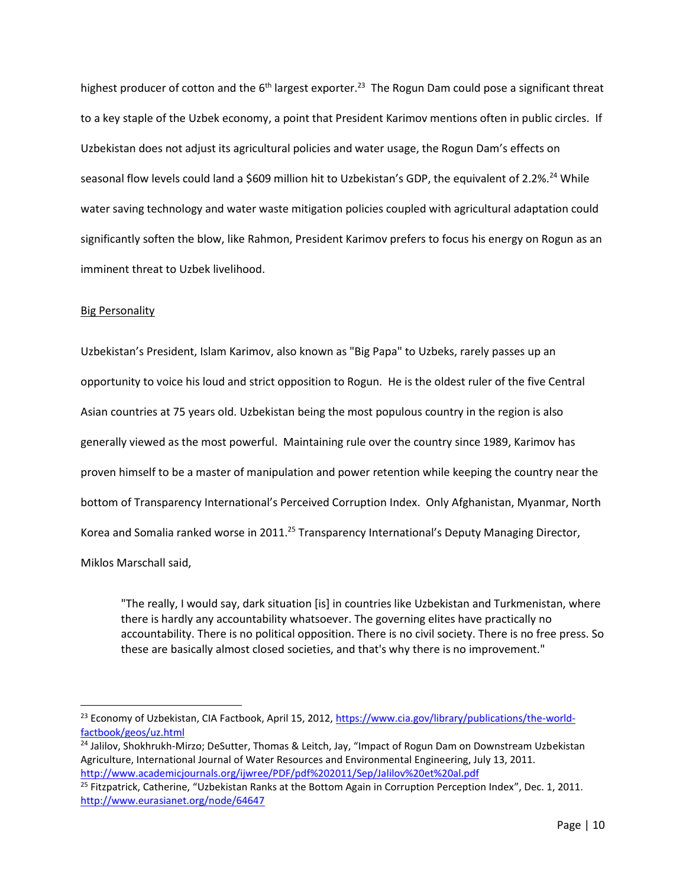highest producer of cotton and the 6th largest exporter.[23] The Rogun Dam could pose a significant threat to a key staple of the Uzbek economy, a point that President Karimov mentions often in public circles. If Uzbekistan does not adjust its agricultural policies and water usage, the Rogun Dam's effects on seasonal flow levels could land a $609 million hit to Uzbekistan's GDP, the equivalent of 2.2%.[24] While water saving technology and water waste mitigation policies coupled with agricultural adaptation could significantly soften the blow, like Rahmon, President Karimov prefers to focus his energy on Rogun as an imminent threat to Uzbek livelihood.

<u>Big Personality</u>

Uzbekistan's President, Islam Karimov, also known as "Big Papa" to Uzbeks, rarely passes up an opportunity to voice his loud and strict opposition to Rogun. He is the oldest ruler of the five Central Asian countries at 75 years old. Uzbekistan being the most populous country in the region is also generally viewed as the most powerful. Maintaining rule over the country since 1989, Karimov has proven himself to be a master of manipulation and power retention while keeping the country near the bottom of Transparency International's Perceived Corruption Index. Only Afghanistan, Myanmar, North Korea and Somalia ranked worse in 2011.[25] Transparency International's Deputy Managing Director, Miklos Marschall said,

> "The really, I would say, dark situation [is] in countries like Uzbekistan and Turkmenistan, where there is hardly any accountability whatsoever. The governing elites have practically no accountability. There is no political opposition. There is no civil society. There is no free press. So these are basically almost closed societies, and that's why there is no improvement."

---

[23] Economy of Uzbekistan, CIA Factbook, April 15, 2012, https://www.cia.gov/library/publications/the-world-factbook/geos/uz.html

[24] Jalilov, Shokhrukh-Mirzo; DeSutter, Thomas & Leitch, Jay, "Impact of Rogun Dam on Downstream Uzbekistan Agriculture, International Journal of Water Resources and Environmental Engineering, July 13, 2011. http://www.academicjournals.org/ijwree/PDF/pdf%202011/Sep/Jalilov%20et%20al.pdf

[25] Fitzpatrick, Catherine, "Uzbekistan Ranks at the Bottom Again in Corruption Perception Index", Dec. 1, 2011. http://www.eurasianet.org/node/64647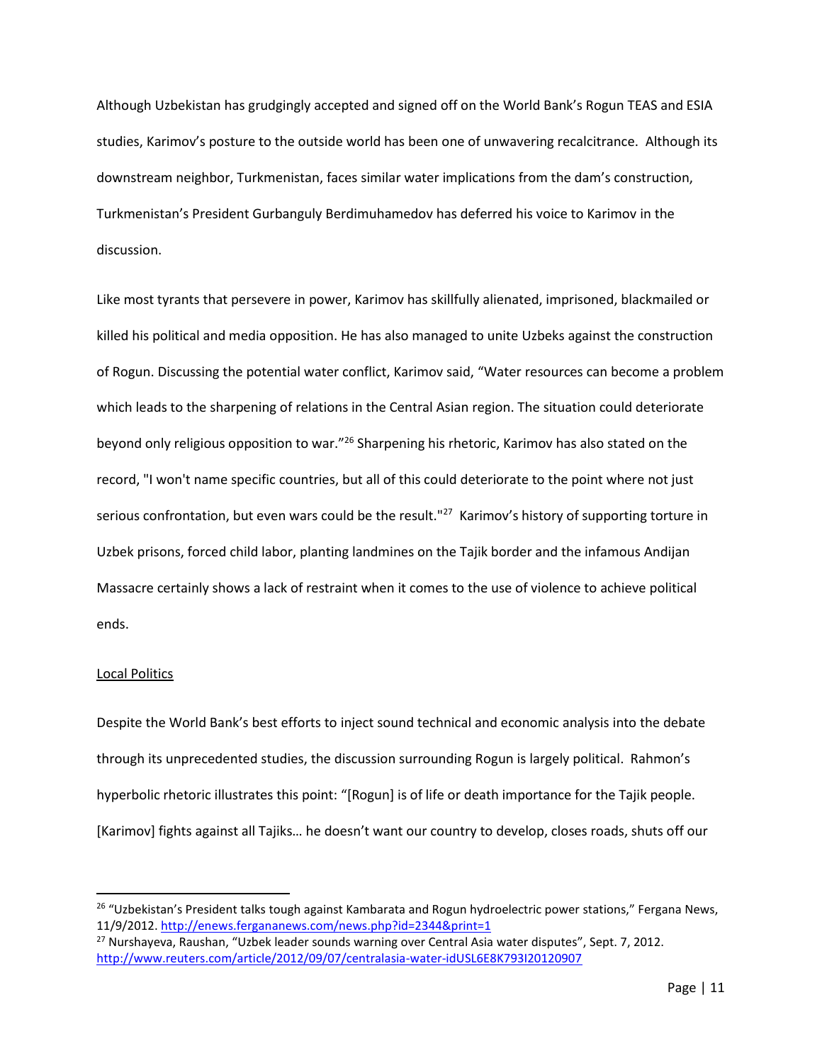Although Uzbekistan has grudgingly accepted and signed off on the World Bank's Rogun TEAS and ESIA studies, Karimov's posture to the outside world has been one of unwavering recalcitrance. Although its downstream neighbor, Turkmenistan, faces similar water implications from the dam's construction, Turkmenistan's President Gurbanguly Berdimuhamedov has deferred his voice to Karimov in the discussion.

Like most tyrants that persevere in power, Karimov has skillfully alienated, imprisoned, blackmailed or killed his political and media opposition. He has also managed to unite Uzbeks against the construction of Rogun. Discussing the potential water conflict, Karimov said, "Water resources can become a problem which leads to the sharpening of relations in the Central Asian region. The situation could deteriorate beyond only religious opposition to war."[26] Sharpening his rhetoric, Karimov has also stated on the record, "I won't name specific countries, but all of this could deteriorate to the point where not just serious confrontation, but even wars could be the result."[27] Karimov's history of supporting torture in Uzbek prisons, forced child labor, planting landmines on the Tajik border and the infamous Andijan Massacre certainly shows a lack of restraint when it comes to the use of violence to achieve political ends.

## Local Politics

Despite the World Bank's best efforts to inject sound technical and economic analysis into the debate through its unprecedented studies, the discussion surrounding Rogun is largely political. Rahmon's hyperbolic rhetoric illustrates this point: "[Rogun] is of life or death importance for the Tajik people. [Karimov] fights against all Tajiks… he doesn't want our country to develop, closes roads, shuts off our

---

[26] "Uzbekistan's President talks tough against Kambarata and Rogun hydroelectric power stations," Fergana News, 11/9/2012. http://enews.fergananews.com/news.php?id=2344&print=1

[27] Nurshayeva, Raushan, "Uzbek leader sounds warning over Central Asia water disputes", Sept. 7, 2012. http://www.reuters.com/article/2012/09/07/centralasia-water-idUSL6E8K793I20120907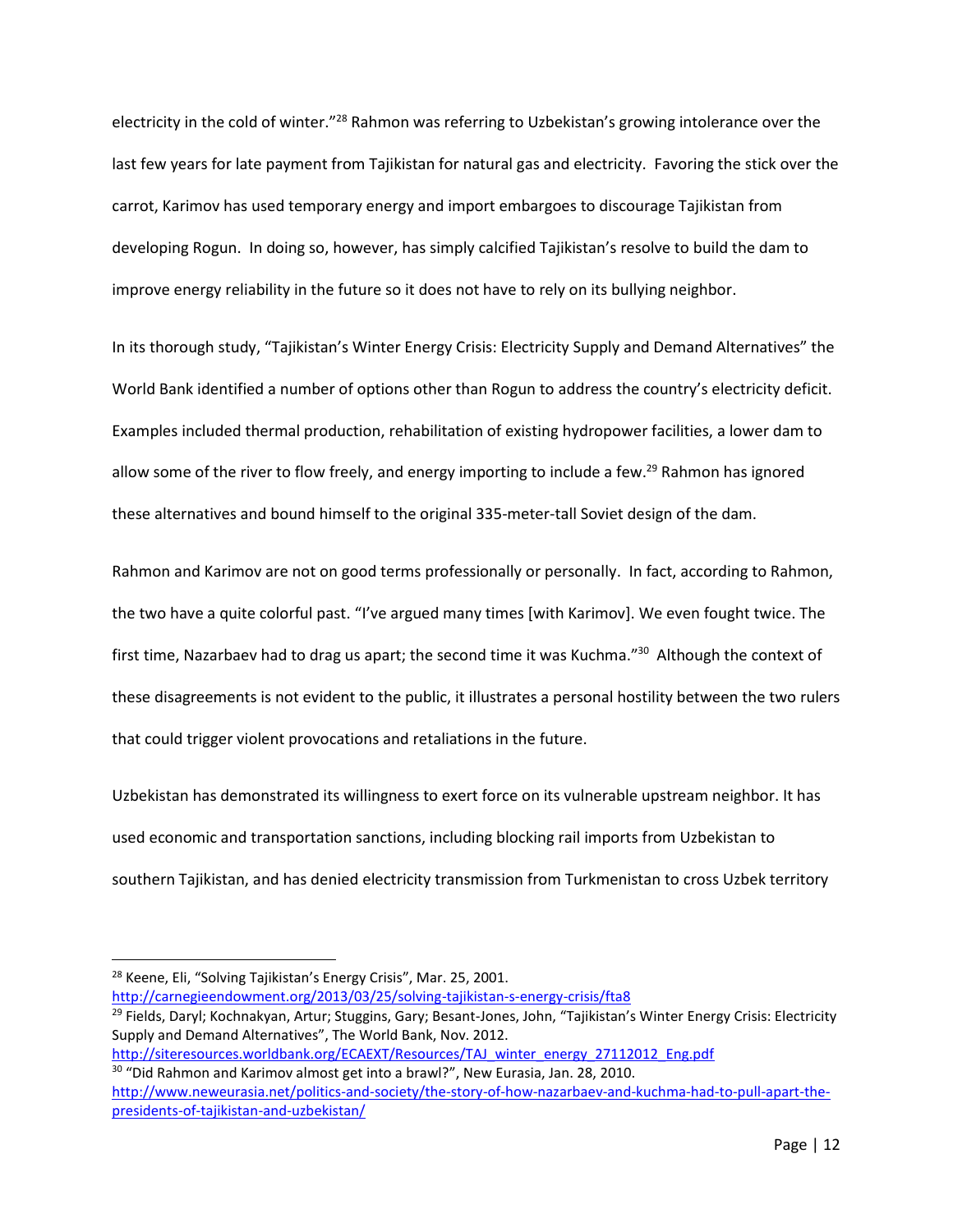electricity in the cold of winter."[28] Rahmon was referring to Uzbekistan's growing intolerance over the last few years for late payment from Tajikistan for natural gas and electricity. Favoring the stick over the carrot, Karimov has used temporary energy and import embargoes to discourage Tajikistan from developing Rogun. In doing so, however, has simply calcified Tajikistan's resolve to build the dam to improve energy reliability in the future so it does not have to rely on its bullying neighbor.

In its thorough study, "Tajikistan's Winter Energy Crisis: Electricity Supply and Demand Alternatives" the World Bank identified a number of options other than Rogun to address the country's electricity deficit. Examples included thermal production, rehabilitation of existing hydropower facilities, a lower dam to allow some of the river to flow freely, and energy importing to include a few.[29] Rahmon has ignored these alternatives and bound himself to the original 335-meter-tall Soviet design of the dam.

Rahmon and Karimov are not on good terms professionally or personally. In fact, according to Rahmon, the two have a quite colorful past. "I've argued many times [with Karimov]. We even fought twice. The first time, Nazarbaev had to drag us apart; the second time it was Kuchma."[30] Although the context of these disagreements is not evident to the public, it illustrates a personal hostility between the two rulers that could trigger violent provocations and retaliations in the future.

Uzbekistan has demonstrated its willingness to exert force on its vulnerable upstream neighbor. It has used economic and transportation sanctions, including blocking rail imports from Uzbekistan to southern Tajikistan, and has denied electricity transmission from Turkmenistan to cross Uzbek territory

---

[28] Keene, Eli, "Solving Tajikistan's Energy Crisis", Mar. 25, 2001. http://carnegieendowment.org/2013/03/25/solving-tajikistan-s-energy-crisis/fta8

[29] Fields, Daryl; Kochnakyan, Artur; Stuggins, Gary; Besant-Jones, John, "Tajikistan's Winter Energy Crisis: Electricity Supply and Demand Alternatives", The World Bank, Nov. 2012. http://siteresources.worldbank.org/ECAEXT/Resources/TAJ_winter_energy_27112012_Eng.pdf

[30] "Did Rahmon and Karimov almost get into a brawl?", New Eurasia, Jan. 28, 2010. http://www.neweurasia.net/politics-and-society/the-story-of-how-nazarbaev-and-kuchma-had-to-pull-apart-the-presidents-of-tajikistan-and-uzbekistan/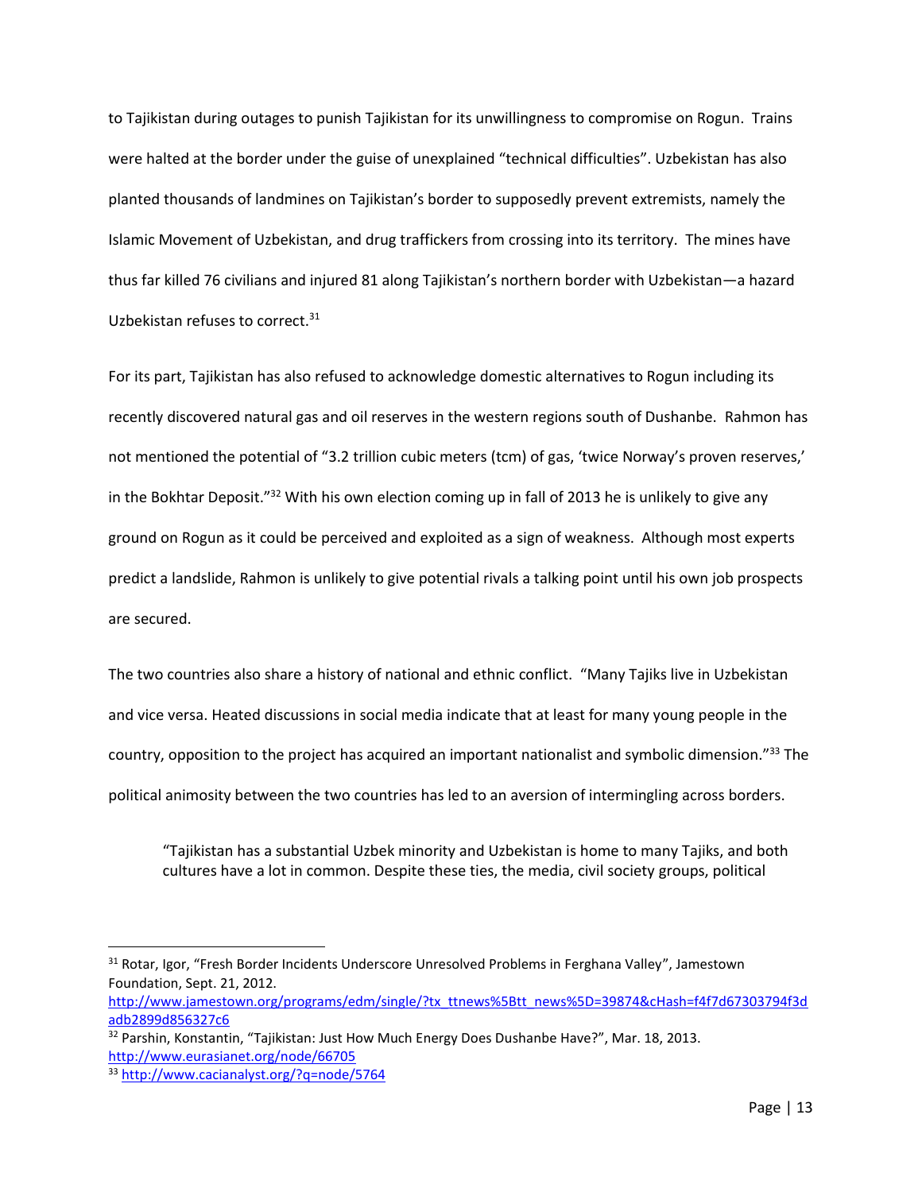to Tajikistan during outages to punish Tajikistan for its unwillingness to compromise on Rogun. Trains were halted at the border under the guise of unexplained "technical difficulties". Uzbekistan has also planted thousands of landmines on Tajikistan's border to supposedly prevent extremists, namely the Islamic Movement of Uzbekistan, and drug traffickers from crossing into its territory. The mines have thus far killed 76 civilians and injured 81 along Tajikistan's northern border with Uzbekistan—a hazard Uzbekistan refuses to correct.[31]

For its part, Tajikistan has also refused to acknowledge domestic alternatives to Rogun including its recently discovered natural gas and oil reserves in the western regions south of Dushanbe. Rahmon has not mentioned the potential of "3.2 trillion cubic meters (tcm) of gas, 'twice Norway's proven reserves,' in the Bokhtar Deposit."[32] With his own election coming up in fall of 2013 he is unlikely to give any ground on Rogun as it could be perceived and exploited as a sign of weakness. Although most experts predict a landslide, Rahmon is unlikely to give potential rivals a talking point until his own job prospects are secured.

The two countries also share a history of national and ethnic conflict. "Many Tajiks live in Uzbekistan and vice versa. Heated discussions in social media indicate that at least for many young people in the country, opposition to the project has acquired an important nationalist and symbolic dimension."[33] The political animosity between the two countries has led to an aversion of intermingling across borders.

> "Tajikistan has a substantial Uzbek minority and Uzbekistan is home to many Tajiks, and both cultures have a lot in common. Despite these ties, the media, civil society groups, political

---

[31] Rotar, Igor, "Fresh Border Incidents Underscore Unresolved Problems in Ferghana Valley", Jamestown Foundation, Sept. 21, 2012. http://www.jamestown.org/programs/edm/single/?tx_ttnews%5Btt_news%5D=39874&cHash=f4f7d67303794f3dadb2899d856327c6

[32] Parshin, Konstantin, "Tajikistan: Just How Much Energy Does Dushanbe Have?", Mar. 18, 2013. http://www.eurasianet.org/node/66705

[33] http://www.cacianalyst.org/?q=node/5764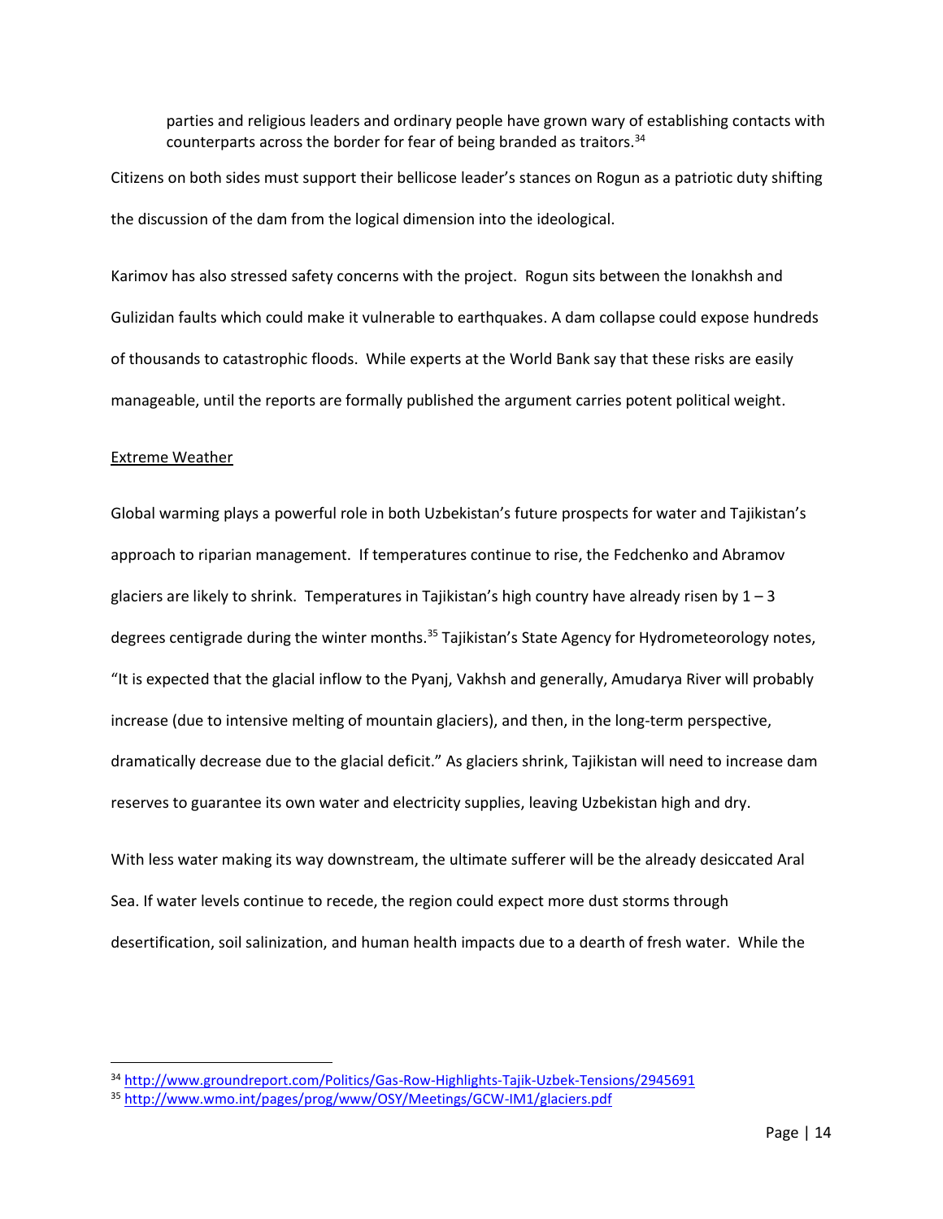> parties and religious leaders and ordinary people have grown wary of establishing contacts with counterparts across the border for fear of being branded as traitors.[34]

Citizens on both sides must support their bellicose leader's stances on Rogun as a patriotic duty shifting the discussion of the dam from the logical dimension into the ideological.

Karimov has also stressed safety concerns with the project. Rogun sits between the Ionakhsh and Gulizidan faults which could make it vulnerable to earthquakes. A dam collapse could expose hundreds of thousands to catastrophic floods. While experts at the World Bank say that these risks are easily manageable, until the reports are formally published the argument carries potent political weight.

Extreme Weather

Global warming plays a powerful role in both Uzbekistan's future prospects for water and Tajikistan's approach to riparian management. If temperatures continue to rise, the Fedchenko and Abramov glaciers are likely to shrink. Temperatures in Tajikistan's high country have already risen by 1 – 3 degrees centigrade during the winter months.[35] Tajikistan's State Agency for Hydrometeorology notes, "It is expected that the glacial inflow to the Pyanj, Vakhsh and generally, Amudarya River will probably increase (due to intensive melting of mountain glaciers), and then, in the long-term perspective, dramatically decrease due to the glacial deficit." As glaciers shrink, Tajikistan will need to increase dam reserves to guarantee its own water and electricity supplies, leaving Uzbekistan high and dry.

With less water making its way downstream, the ultimate sufferer will be the already desiccated Aral Sea. If water levels continue to recede, the region could expect more dust storms through desertification, soil salinization, and human health impacts due to a dearth of fresh water. While the

---

[34] http://www.groundreport.com/Politics/Gas-Row-Highlights-Tajik-Uzbek-Tensions/2945691

[35] http://www.wmo.int/pages/prog/www/OSY/Meetings/GCW-IM1/glaciers.pdf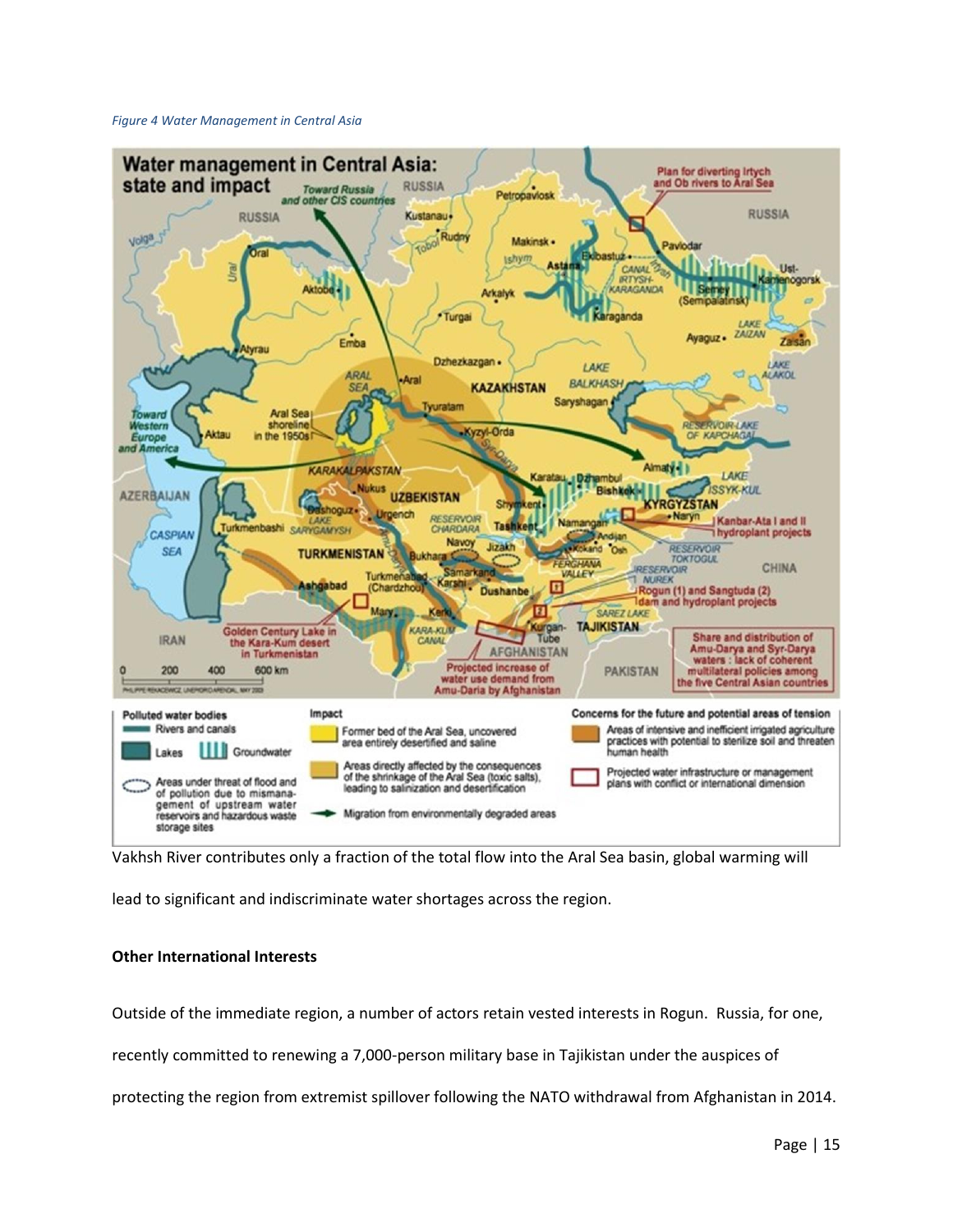*Figure 4 Water Management in Central Asia*

Vakhsh River contributes only a fraction of the total flow into the Aral Sea basin, global warming will lead to significant and indiscriminate water shortages across the region.

**Other International Interests**

Outside of the immediate region, a number of actors retain vested interests in Rogun. Russia, for one, recently committed to renewing a 7,000-person military base in Tajikistan under the auspices of protecting the region from extremist spillover following the NATO withdrawal from Afghanistan in 2014.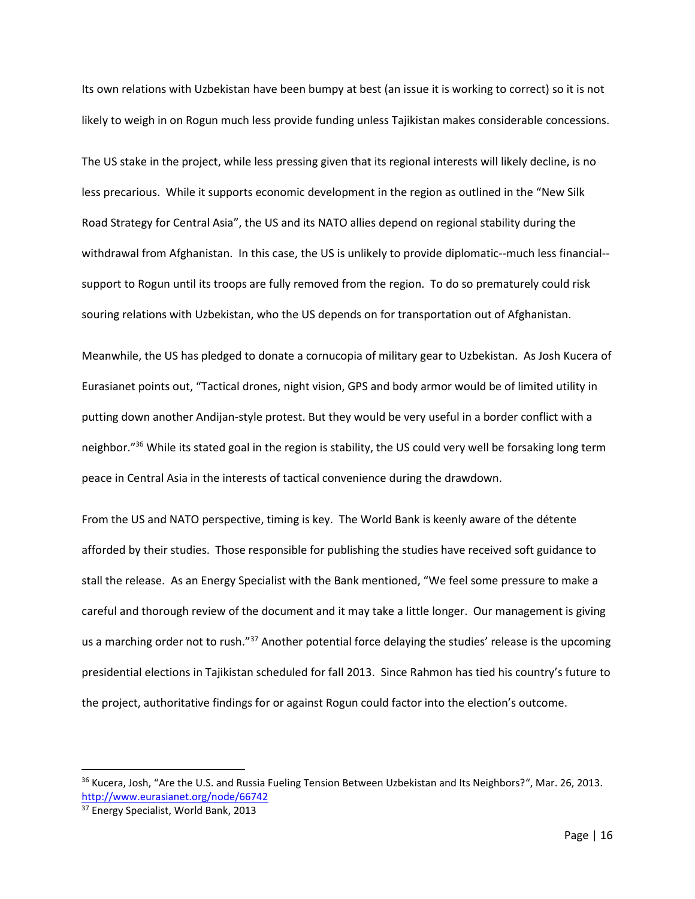Its own relations with Uzbekistan have been bumpy at best (an issue it is working to correct) so it is not likely to weigh in on Rogun much less provide funding unless Tajikistan makes considerable concessions.

The US stake in the project, while less pressing given that its regional interests will likely decline, is no less precarious. While it supports economic development in the region as outlined in the "New Silk Road Strategy for Central Asia", the US and its NATO allies depend on regional stability during the withdrawal from Afghanistan. In this case, the US is unlikely to provide diplomatic--much less financial--support to Rogun until its troops are fully removed from the region. To do so prematurely could risk souring relations with Uzbekistan, who the US depends on for transportation out of Afghanistan.

Meanwhile, the US has pledged to donate a cornucopia of military gear to Uzbekistan. As Josh Kucera of Eurasianet points out, "Tactical drones, night vision, GPS and body armor would be of limited utility in putting down another Andijan-style protest. But they would be very useful in a border conflict with a neighbor."[36] While its stated goal in the region is stability, the US could very well be forsaking long term peace in Central Asia in the interests of tactical convenience during the drawdown.

From the US and NATO perspective, timing is key. The World Bank is keenly aware of the détente afforded by their studies. Those responsible for publishing the studies have received soft guidance to stall the release. As an Energy Specialist with the Bank mentioned, "We feel some pressure to make a careful and thorough review of the document and it may take a little longer. Our management is giving us a marching order not to rush."[37] Another potential force delaying the studies' release is the upcoming presidential elections in Tajikistan scheduled for fall 2013. Since Rahmon has tied his country's future to the project, authoritative findings for or against Rogun could factor into the election's outcome.

---

[36] Kucera, Josh, "Are the U.S. and Russia Fueling Tension Between Uzbekistan and Its Neighbors?", Mar. 26, 2013. http://www.eurasianet.org/node/66742

[37] Energy Specialist, World Bank, 2013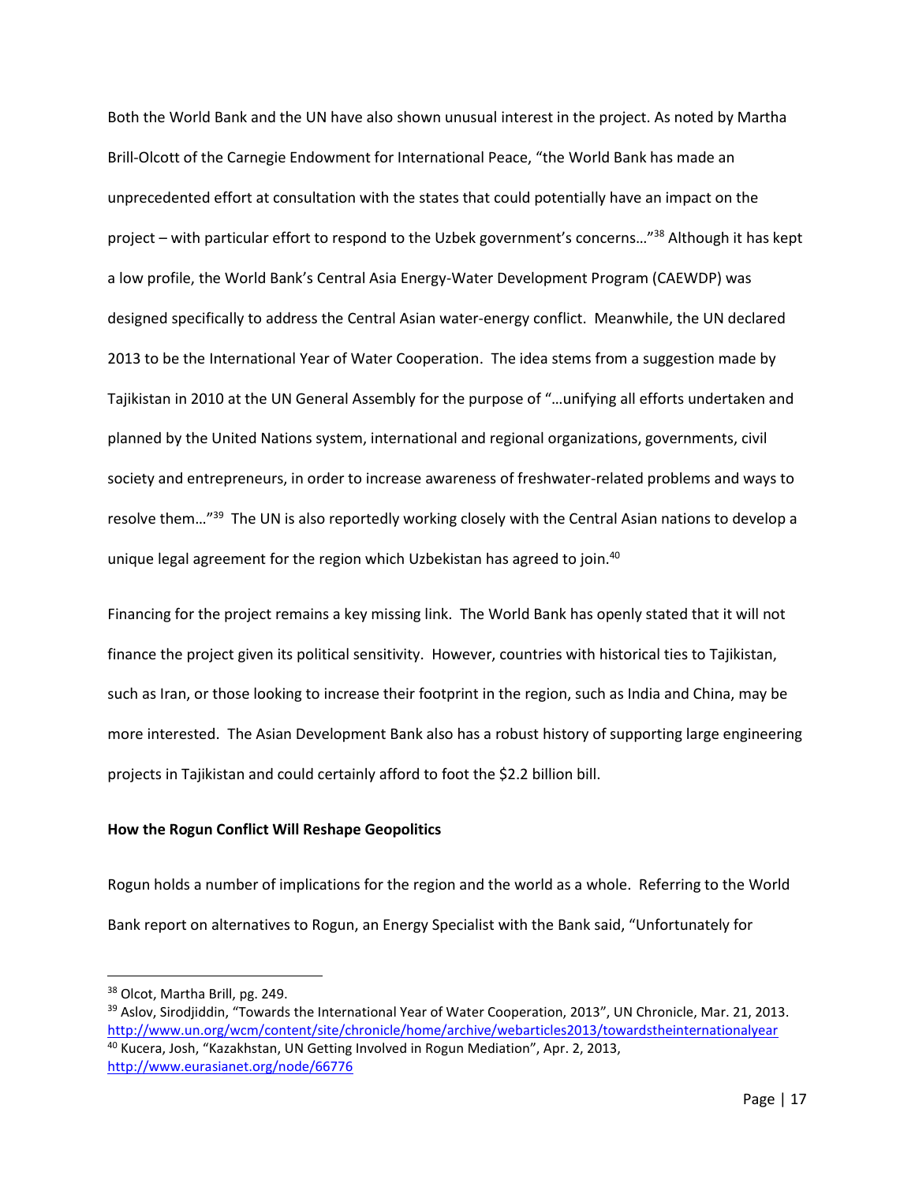Both the World Bank and the UN have also shown unusual interest in the project. As noted by Martha Brill-Olcott of the Carnegie Endowment for International Peace, "the World Bank has made an unprecedented effort at consultation with the states that could potentially have an impact on the project – with particular effort to respond to the Uzbek government's concerns…"[38] Although it has kept a low profile, the World Bank's Central Asia Energy-Water Development Program (CAEWDP) was designed specifically to address the Central Asian water-energy conflict. Meanwhile, the UN declared 2013 to be the International Year of Water Cooperation. The idea stems from a suggestion made by Tajikistan in 2010 at the UN General Assembly for the purpose of "…unifying all efforts undertaken and planned by the United Nations system, international and regional organizations, governments, civil society and entrepreneurs, in order to increase awareness of freshwater-related problems and ways to resolve them…"[39] The UN is also reportedly working closely with the Central Asian nations to develop a unique legal agreement for the region which Uzbekistan has agreed to join.[40]

Financing for the project remains a key missing link. The World Bank has openly stated that it will not finance the project given its political sensitivity. However, countries with historical ties to Tajikistan, such as Iran, or those looking to increase their footprint in the region, such as India and China, may be more interested. The Asian Development Bank also has a robust history of supporting large engineering projects in Tajikistan and could certainly afford to foot the $2.2 billion bill.

**How the Rogun Conflict Will Reshape Geopolitics**

Rogun holds a number of implications for the region and the world as a whole. Referring to the World Bank report on alternatives to Rogun, an Energy Specialist with the Bank said, "Unfortunately for

---

[38] Olcot, Martha Brill, pg. 249.

[39] Aslov, Sirodjiddin, "Towards the International Year of Water Cooperation, 2013", UN Chronicle, Mar. 21, 2013. http://www.un.org/wcm/content/site/chronicle/home/archive/webarticles2013/towardstheinternationalyear

[40] Kucera, Josh, "Kazakhstan, UN Getting Involved in Rogun Mediation", Apr. 2, 2013, http://www.eurasianet.org/node/66776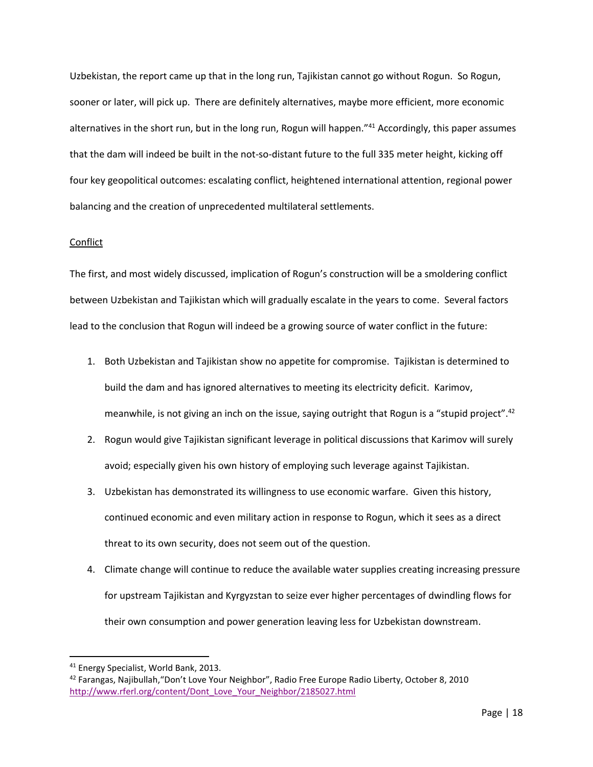Uzbekistan, the report came up that in the long run, Tajikistan cannot go without Rogun. So Rogun, sooner or later, will pick up. There are definitely alternatives, maybe more efficient, more economic alternatives in the short run, but in the long run, Rogun will happen."[41] Accordingly, this paper assumes that the dam will indeed be built in the not-so-distant future to the full 335 meter height, kicking off four key geopolitical outcomes: escalating conflict, heightened international attention, regional power balancing and the creation of unprecedented multilateral settlements.

Conflict

The first, and most widely discussed, implication of Rogun's construction will be a smoldering conflict between Uzbekistan and Tajikistan which will gradually escalate in the years to come. Several factors lead to the conclusion that Rogun will indeed be a growing source of water conflict in the future:

1. Both Uzbekistan and Tajikistan show no appetite for compromise. Tajikistan is determined to build the dam and has ignored alternatives to meeting its electricity deficit. Karimov, meanwhile, is not giving an inch on the issue, saying outright that Rogun is a "stupid project".[42]
2. Rogun would give Tajikistan significant leverage in political discussions that Karimov will surely avoid; especially given his own history of employing such leverage against Tajikistan.
3. Uzbekistan has demonstrated its willingness to use economic warfare. Given this history, continued economic and even military action in response to Rogun, which it sees as a direct threat to its own security, does not seem out of the question.
4. Climate change will continue to reduce the available water supplies creating increasing pressure for upstream Tajikistan and Kyrgyzstan to seize ever higher percentages of dwindling flows for their own consumption and power generation leaving less for Uzbekistan downstream.

---

[41] Energy Specialist, World Bank, 2013.

[42] Farangas, Najibullah,"Don't Love Your Neighbor", Radio Free Europe Radio Liberty, October 8, 2010 http://www.rferl.org/content/Dont_Love_Your_Neighbor/2185027.html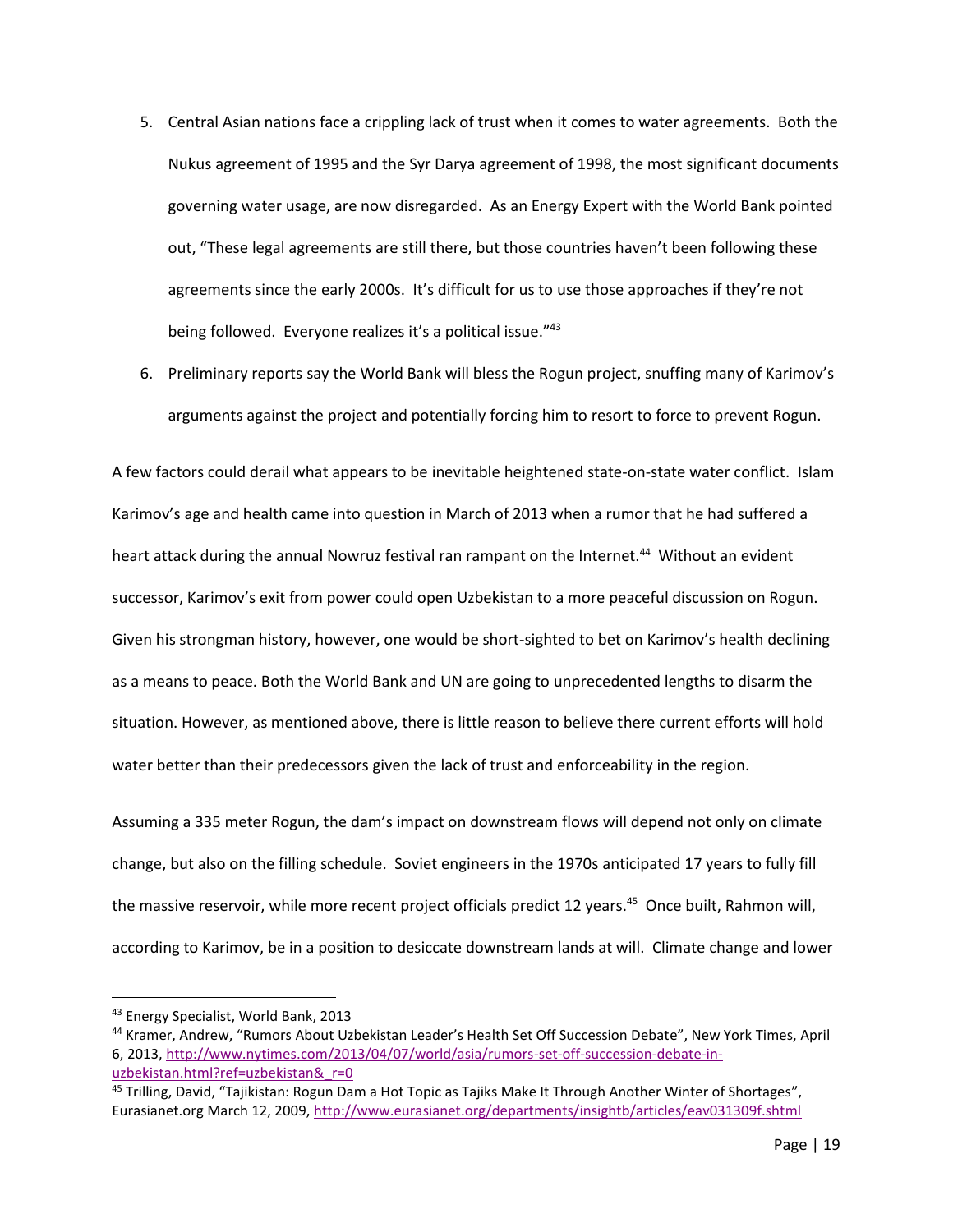5. Central Asian nations face a crippling lack of trust when it comes to water agreements. Both the Nukus agreement of 1995 and the Syr Darya agreement of 1998, the most significant documents governing water usage, are now disregarded. As an Energy Expert with the World Bank pointed out, "These legal agreements are still there, but those countries haven't been following these agreements since the early 2000s. It's difficult for us to use those approaches if they're not being followed. Everyone realizes it's a political issue."[43]
6. Preliminary reports say the World Bank will bless the Rogun project, snuffing many of Karimov's arguments against the project and potentially forcing him to resort to force to prevent Rogun.

A few factors could derail what appears to be inevitable heightened state-on-state water conflict. Islam Karimov's age and health came into question in March of 2013 when a rumor that he had suffered a heart attack during the annual Nowruz festival ran rampant on the Internet.[44] Without an evident successor, Karimov's exit from power could open Uzbekistan to a more peaceful discussion on Rogun. Given his strongman history, however, one would be short-sighted to bet on Karimov's health declining as a means to peace. Both the World Bank and UN are going to unprecedented lengths to disarm the situation. However, as mentioned above, there is little reason to believe there current efforts will hold water better than their predecessors given the lack of trust and enforceability in the region.

Assuming a 335 meter Rogun, the dam's impact on downstream flows will depend not only on climate change, but also on the filling schedule. Soviet engineers in the 1970s anticipated 17 years to fully fill the massive reservoir, while more recent project officials predict 12 years.[45] Once built, Rahmon will, according to Karimov, be in a position to desiccate downstream lands at will. Climate change and lower

---

[43] Energy Specialist, World Bank, 2013

[44] Kramer, Andrew, "Rumors About Uzbekistan Leader's Health Set Off Succession Debate", New York Times, April 6, 2013, http://www.nytimes.com/2013/04/07/world/asia/rumors-set-off-succession-debate-in-uzbekistan.html?ref=uzbekistan&_r=0

[45] Trilling, David, "Tajikistan: Rogun Dam a Hot Topic as Tajiks Make It Through Another Winter of Shortages", Eurasianet.org March 12, 2009, http://www.eurasianet.org/departments/insightb/articles/eav031309f.shtml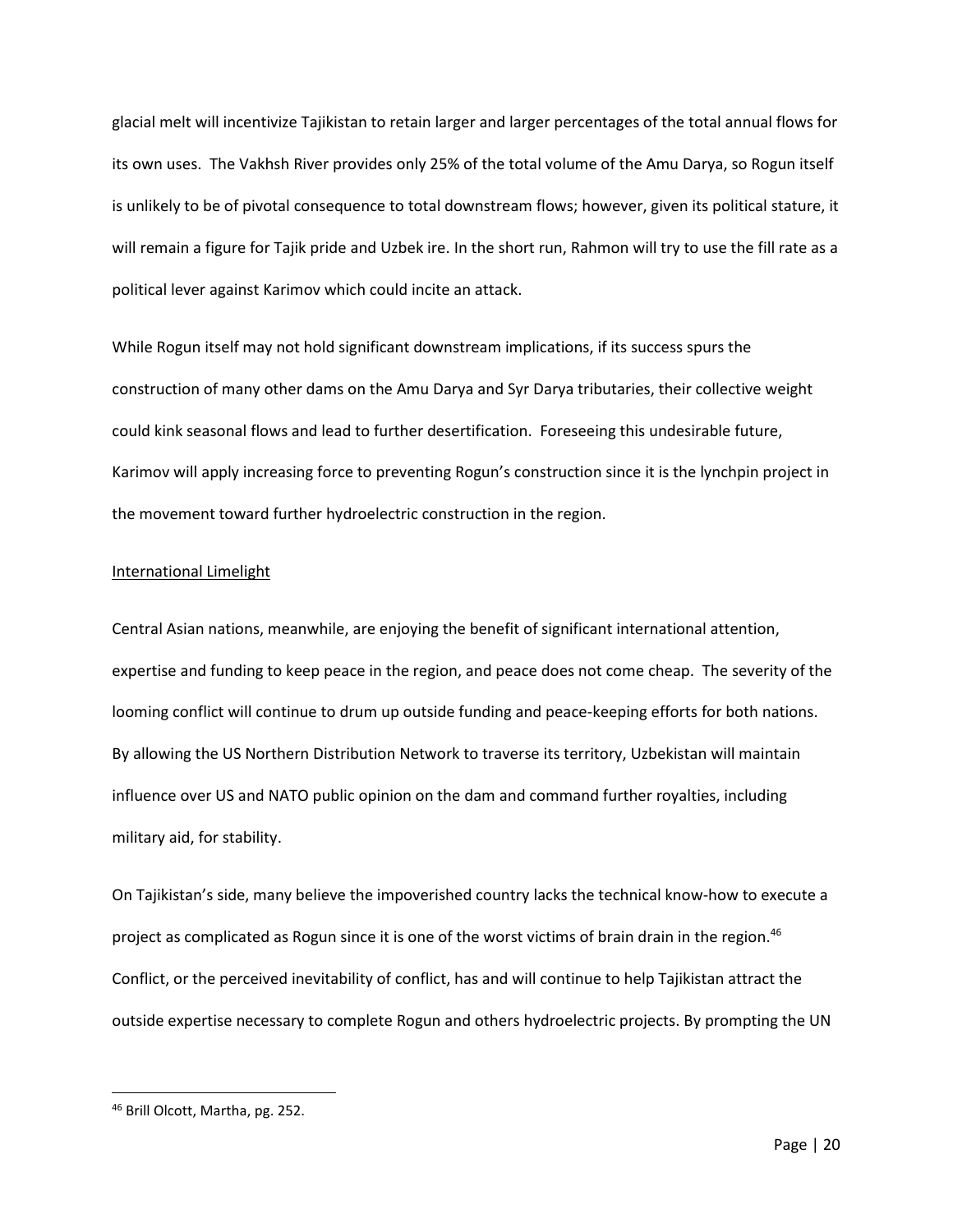glacial melt will incentivize Tajikistan to retain larger and larger percentages of the total annual flows for its own uses. The Vakhsh River provides only 25% of the total volume of the Amu Darya, so Rogun itself is unlikely to be of pivotal consequence to total downstream flows; however, given its political stature, it will remain a figure for Tajik pride and Uzbek ire. In the short run, Rahmon will try to use the fill rate as a political lever against Karimov which could incite an attack.

While Rogun itself may not hold significant downstream implications, if its success spurs the construction of many other dams on the Amu Darya and Syr Darya tributaries, their collective weight could kink seasonal flows and lead to further desertification. Foreseeing this undesirable future, Karimov will apply increasing force to preventing Rogun's construction since it is the lynchpin project in the movement toward further hydroelectric construction in the region.

International Limelight

Central Asian nations, meanwhile, are enjoying the benefit of significant international attention, expertise and funding to keep peace in the region, and peace does not come cheap. The severity of the looming conflict will continue to drum up outside funding and peace-keeping efforts for both nations. By allowing the US Northern Distribution Network to traverse its territory, Uzbekistan will maintain influence over US and NATO public opinion on the dam and command further royalties, including military aid, for stability.

On Tajikistan's side, many believe the impoverished country lacks the technical know-how to execute a project as complicated as Rogun since it is one of the worst victims of brain drain in the region.[46] Conflict, or the perceived inevitability of conflict, has and will continue to help Tajikistan attract the outside expertise necessary to complete Rogun and others hydroelectric projects. By prompting the UN

[46] Brill Olcott, Martha, pg. 252.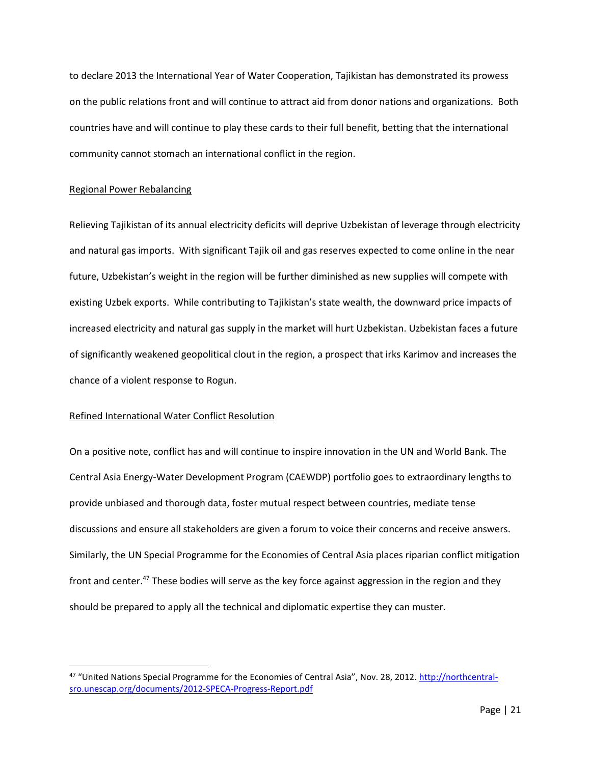to declare 2013 the International Year of Water Cooperation, Tajikistan has demonstrated its prowess on the public relations front and will continue to attract aid from donor nations and organizations. Both countries have and will continue to play these cards to their full benefit, betting that the international community cannot stomach an international conflict in the region.

### Regional Power Rebalancing

Relieving Tajikistan of its annual electricity deficits will deprive Uzbekistan of leverage through electricity and natural gas imports. With significant Tajik oil and gas reserves expected to come online in the near future, Uzbekistan's weight in the region will be further diminished as new supplies will compete with existing Uzbek exports. While contributing to Tajikistan's state wealth, the downward price impacts of increased electricity and natural gas supply in the market will hurt Uzbekistan. Uzbekistan faces a future of significantly weakened geopolitical clout in the region, a prospect that irks Karimov and increases the chance of a violent response to Rogun.

### Refined International Water Conflict Resolution

On a positive note, conflict has and will continue to inspire innovation in the UN and World Bank. The Central Asia Energy-Water Development Program (CAEWDP) portfolio goes to extraordinary lengths to provide unbiased and thorough data, foster mutual respect between countries, mediate tense discussions and ensure all stakeholders are given a forum to voice their concerns and receive answers. Similarly, the UN Special Programme for the Economies of Central Asia places riparian conflict mitigation front and center.[47] These bodies will serve as the key force against aggression in the region and they should be prepared to apply all the technical and diplomatic expertise they can muster.

---

[47] "United Nations Special Programme for the Economies of Central Asia", Nov. 28, 2012. http://northcentral-sro.unescap.org/documents/2012-SPECA-Progress-Report.pdf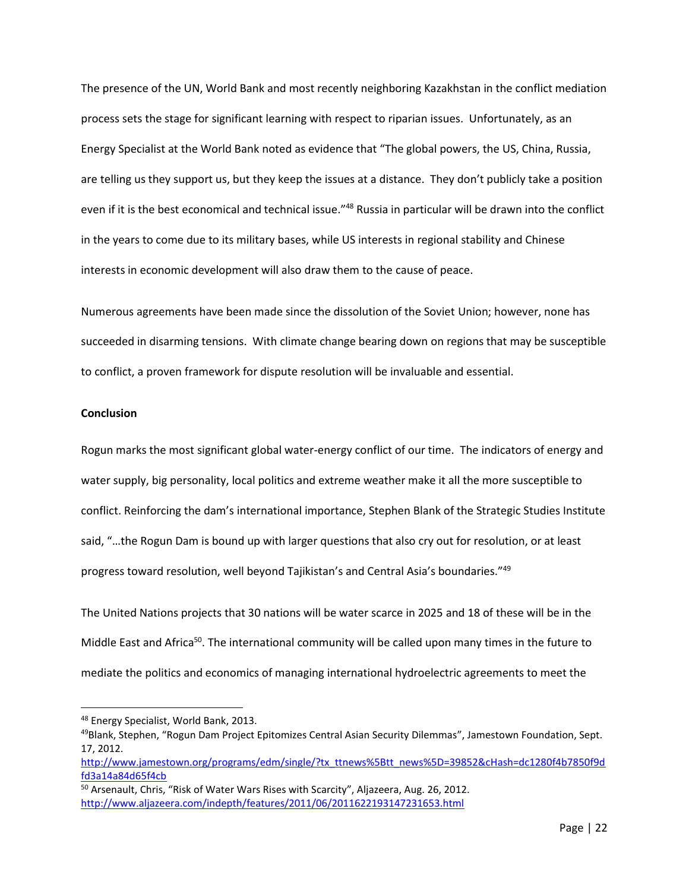The presence of the UN, World Bank and most recently neighboring Kazakhstan in the conflict mediation process sets the stage for significant learning with respect to riparian issues. Unfortunately, as an Energy Specialist at the World Bank noted as evidence that "The global powers, the US, China, Russia, are telling us they support us, but they keep the issues at a distance. They don't publicly take a position even if it is the best economical and technical issue."[48] Russia in particular will be drawn into the conflict in the years to come due to its military bases, while US interests in regional stability and Chinese interests in economic development will also draw them to the cause of peace.

Numerous agreements have been made since the dissolution of the Soviet Union; however, none has succeeded in disarming tensions. With climate change bearing down on regions that may be susceptible to conflict, a proven framework for dispute resolution will be invaluable and essential.

**Conclusion**

Rogun marks the most significant global water-energy conflict of our time. The indicators of energy and water supply, big personality, local politics and extreme weather make it all the more susceptible to conflict. Reinforcing the dam's international importance, Stephen Blank of the Strategic Studies Institute said, "…the Rogun Dam is bound up with larger questions that also cry out for resolution, or at least progress toward resolution, well beyond Tajikistan's and Central Asia's boundaries."[49]

The United Nations projects that 30 nations will be water scarce in 2025 and 18 of these will be in the Middle East and Africa[50]. The international community will be called upon many times in the future to mediate the politics and economics of managing international hydroelectric agreements to meet the

---

[48] Energy Specialist, World Bank, 2013.

[49] Blank, Stephen, "Rogun Dam Project Epitomizes Central Asian Security Dilemmas", Jamestown Foundation, Sept. 17, 2012. http://www.jamestown.org/programs/edm/single/?tx_ttnews%5Btt_news%5D=39852&cHash=dc1280f4b7850f9dfd3a14a84d65f4cb

[50] Arsenault, Chris, "Risk of Water Wars Rises with Scarcity", Aljazeera, Aug. 26, 2012. http://www.aljazeera.com/indepth/features/2011/06/2011622193147231653.html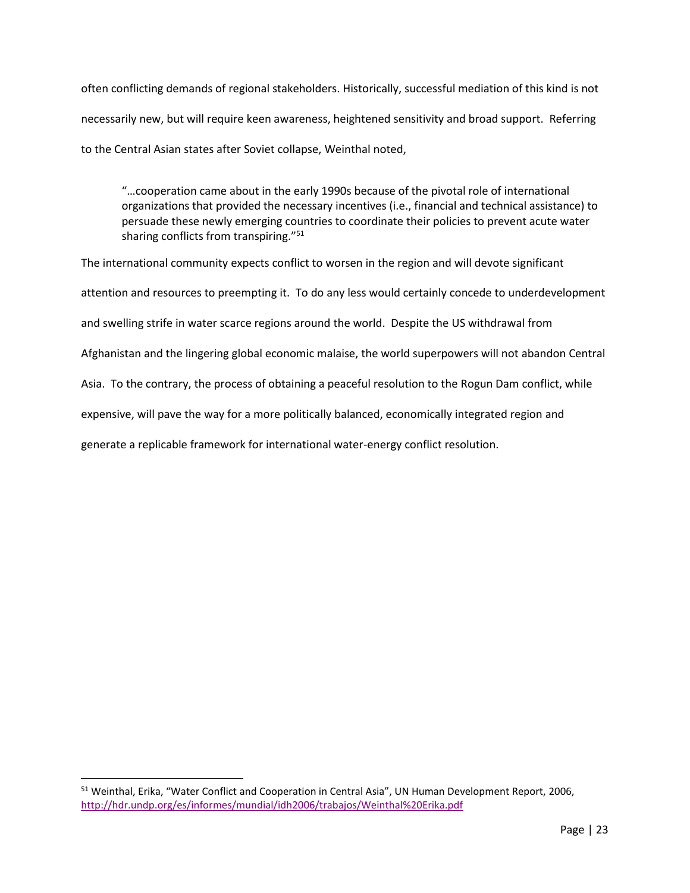often conflicting demands of regional stakeholders. Historically, successful mediation of this kind is not necessarily new, but will require keen awareness, heightened sensitivity and broad support. Referring to the Central Asian states after Soviet collapse, Weinthal noted,

> "…cooperation came about in the early 1990s because of the pivotal role of international organizations that provided the necessary incentives (i.e., financial and technical assistance) to persuade these newly emerging countries to coordinate their policies to prevent acute water sharing conflicts from transpiring."[51]

The international community expects conflict to worsen in the region and will devote significant attention and resources to preempting it. To do any less would certainly concede to underdevelopment and swelling strife in water scarce regions around the world. Despite the US withdrawal from Afghanistan and the lingering global economic malaise, the world superpowers will not abandon Central Asia. To the contrary, the process of obtaining a peaceful resolution to the Rogun Dam conflict, while expensive, will pave the way for a more politically balanced, economically integrated region and generate a replicable framework for international water-energy conflict resolution.

---

[51] Weinthal, Erika, "Water Conflict and Cooperation in Central Asia", UN Human Development Report, 2006, http://hdr.undp.org/es/informes/mundial/idh2006/trabajos/Weinthal%20Erika.pdf